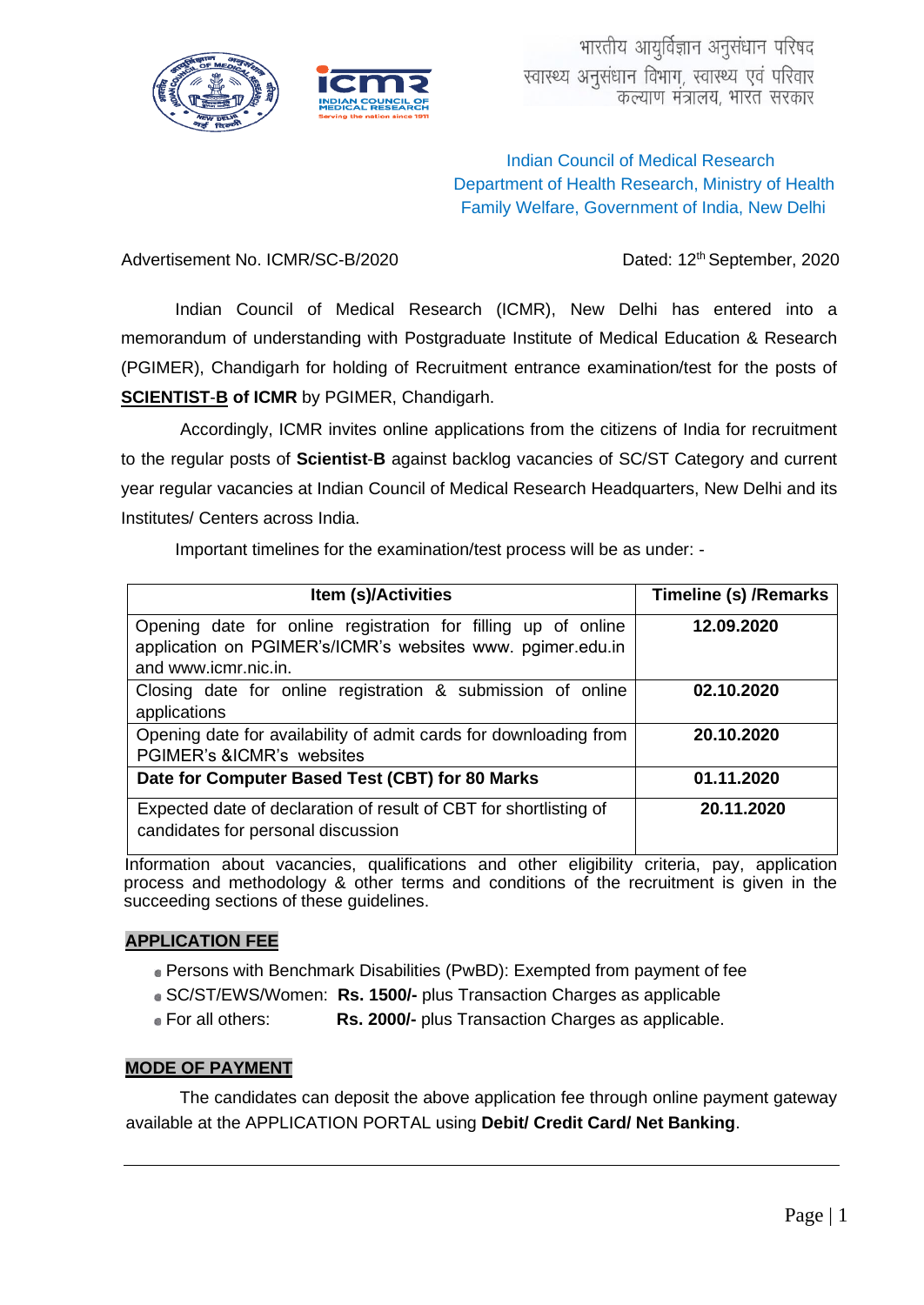भारतीय आयुर्विज्ञान अनुसंधान परिषद
स्वास्थ्य अनुसंधान विभाग, स्वास्थ्य एवं परिवार कल्याण मंत्रालय, भारत सरकार

Indian Council of Medical Research
Department of Health Research, Ministry of Health Family Welfare, Government of India, New Delhi

Advertisement No. ICMR/SC-B/2020 Dated: 12th September, 2020

Indian Council of Medical Research (ICMR), New Delhi has entered into a memorandum of understanding with Postgraduate Institute of Medical Education & Research (PGIMER), Chandigarh for holding of Recruitment entrance examination/test for the posts of **SCIENTIST-B of ICMR** by PGIMER, Chandigarh.

Accordingly, ICMR invites online applications from the citizens of India for recruitment to the regular posts of **Scientist-B** against backlog vacancies of SC/ST Category and current year regular vacancies at Indian Council of Medical Research Headquarters, New Delhi and its Institutes/ Centers across India.

Important timelines for the examination/test process will be as under: -

| Item (s)/Activities | Timeline (s) /Remarks |
|---|---|
| Opening date for online registration for filling up of online application on PGIMER's/ICMR's websites www. pgimer.edu.in and www.icmr.nic.in. | **12.09.2020** |
| Closing date for online registration & submission of online applications | **02.10.2020** |
| Opening date for availability of admit cards for downloading from PGIMER's &ICMR's websites | **20.10.2020** |
| **Date for Computer Based Test (CBT) for 80 Marks** | **01.11.2020** |
| Expected date of declaration of result of CBT for shortlisting of candidates for personal discussion | **20.11.2020** |

Information about vacancies, qualifications and other eligibility criteria, pay, application process and methodology & other terms and conditions of the recruitment is given in the succeeding sections of these guidelines.

## APPLICATION FEE

- Persons with Benchmark Disabilities (PwBD): Exempted from payment of fee
- SC/ST/EWS/Women: **Rs. 1500/-** plus Transaction Charges as applicable
- For all others: **Rs. 2000/-** plus Transaction Charges as applicable.

## MODE OF PAYMENT

The candidates can deposit the above application fee through online payment gateway available at the APPLICATION PORTAL using **Debit/ Credit Card/ Net Banking**.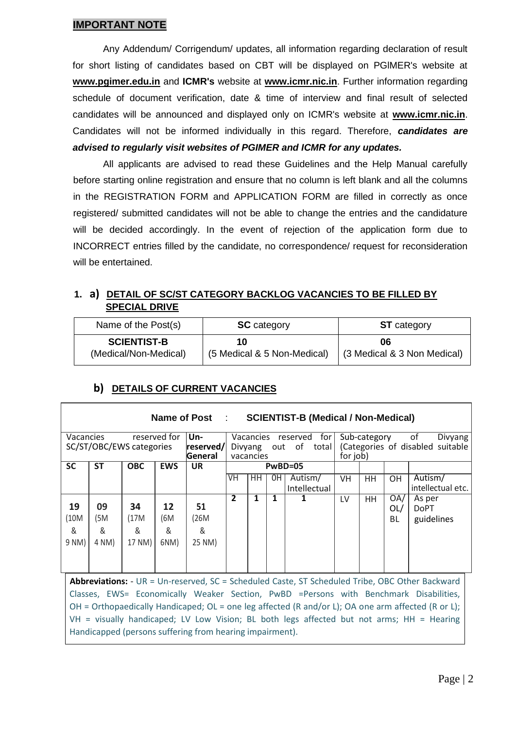## IMPORTANT NOTE

Any Addendum/ Corrigendum/ updates, all information regarding declaration of result for short listing of candidates based on CBT will be displayed on PGIMER's website at **www.pgimer.edu.in** and **ICMR's** website at **www.icmr.nic.in**. Further information regarding schedule of document verification, date & time of interview and final result of selected candidates will be announced and displayed only on ICMR's website at **www.icmr.nic.in**. Candidates will not be informed individually in this regard. Therefore, ***candidates are advised to regularly visit websites of PGIMER and ICMR for any updates.***

All applicants are advised to read these Guidelines and the Help Manual carefully before starting online registration and ensure that no column is left blank and all the columns in the REGISTRATION FORM and APPLICATION FORM are filled in correctly as once registered/ submitted candidates will not be able to change the entries and the candidature will be decided accordingly. In the event of rejection of the application form due to INCORRECT entries filled by the candidate, no correspondence/ request for reconsideration will be entertained.

### 1. a) DETAIL OF SC/ST CATEGORY BACKLOG VACANCIES TO BE FILLED BY SPECIAL DRIVE

| Name of the Post(s) | **SC** category | **ST** category |
|---|---|---|
| **SCIENTIST-B** (Medical/Non-Medical) | **10** (5 Medical & 5 Non-Medical) | **06** (3 Medical & 3 Non Medical) |

### b) DETAILS OF CURRENT VACANCIES

**Name of Post : SCIENTIST-B (Medical / Non-Medical)**

| Vacancies reserved for SC/ST/OBC/EWS categories | | | | Un-reserved/ General | Vacancies reserved for Divyang out of total vacancies | | | | Sub-category of Divyang (Categories of disabled suitable for job) | | | |
|---|---|---|---|---|---|---|---|---|---|---|---|---|
| **SC** | **ST** | **OBC** | **EWS** | **UR** | **PwBD=05** | | | | | | | |
| | | | | | VH | HH | OH | Autism/ Intellectual | VH | HH | OH | Autism/ intellectual etc. |
| **19** (10M & 9 NM) | **09** (5M & 4 NM) | **34** (17M & 17 NM) | **12** (6M & 6NM) | **51** (26M & 25 NM) | **2** | **1** | **1** | **1** | LV | HH | OA/ OL/ BL | As per DoPT guidelines |

**Abbreviations: -** UR = Un-reserved, SC = Scheduled Caste, ST Scheduled Tribe, OBC Other Backward Classes, EWS= Economically Weaker Section, PwBD =Persons with Benchmark Disabilities, OH = Orthopaedically Handicaped; OL = one leg affected (R and/or L); OA one arm affected (R or L); VH = visually handicaped; LV Low Vision; BL both legs affected but not arms; HH = Hearing Handicapped (persons suffering from hearing impairment).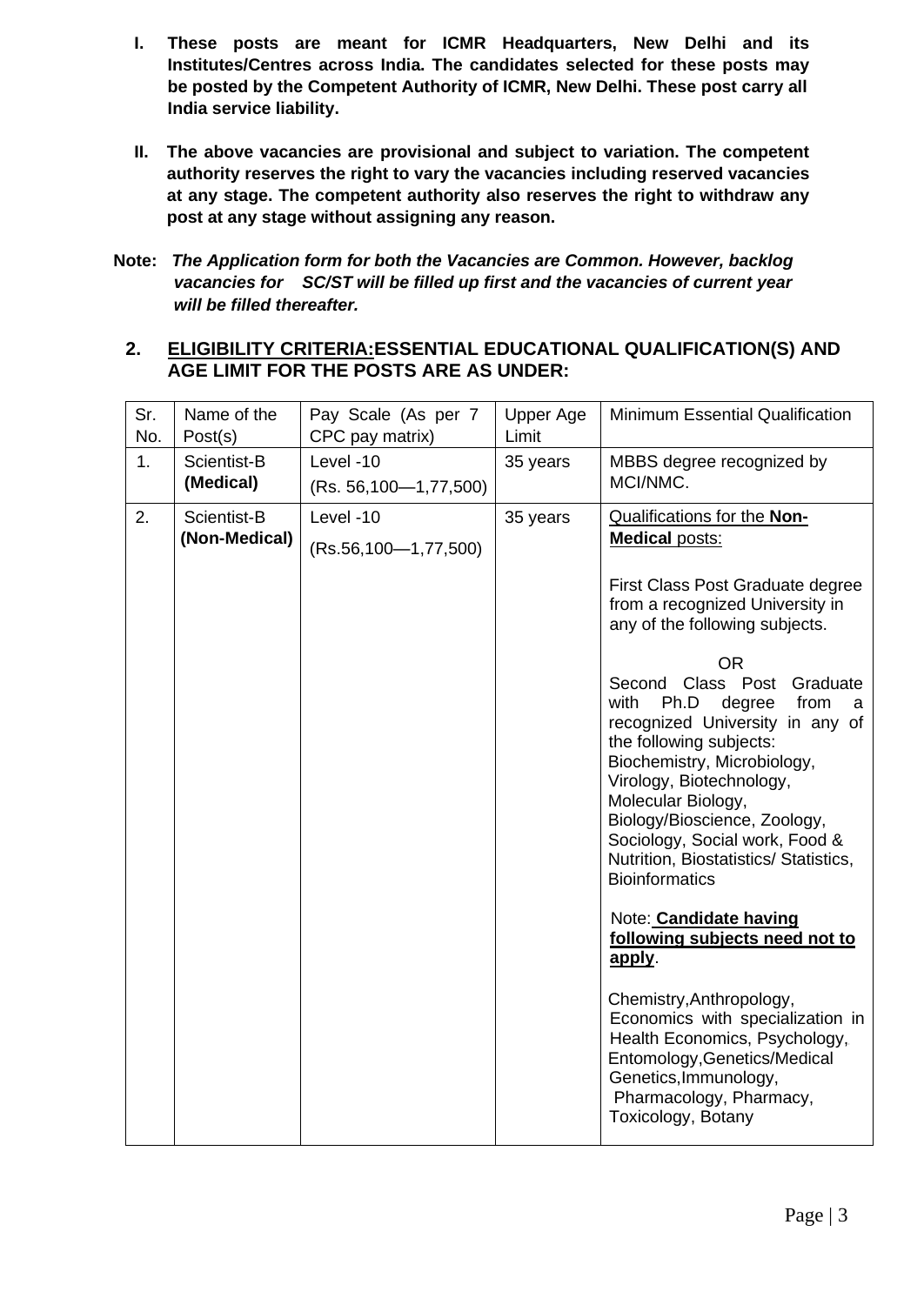**I. These posts are meant for ICMR Headquarters, New Delhi and its Institutes/Centres across India. The candidates selected for these posts may be posted by the Competent Authority of ICMR, New Delhi. These post carry all India service liability.**

**II. The above vacancies are provisional and subject to variation. The competent authority reserves the right to vary the vacancies including reserved vacancies at any stage. The competent authority also reserves the right to withdraw any post at any stage without assigning any reason.**

**Note:** ***The Application form for both the Vacancies are Common. However, backlog vacancies for SC/ST will be filled up first and the vacancies of current year will be filled thereafter.***

## 2. ELIGIBILITY CRITERIA:ESSENTIAL EDUCATIONAL QUALIFICATION(S) AND AGE LIMIT FOR THE POSTS ARE AS UNDER:

| Sr. No. | Name of the Post(s) | Pay Scale (As per 7 CPC pay matrix) | Upper Age Limit | Minimum Essential Qualification |
|---|---|---|---|---|
| 1. | Scientist-B **(Medical)** | Level -10 (Rs. 56,100—1,77,500) | 35 years | MBBS degree recognized by MCI/NMC. |
| 2. | Scientist-B **(Non-Medical)** | Level -10 (Rs.56,100—1,77,500) | 35 years | Qualifications for the **Non-Medical** posts:<br><br>First Class Post Graduate degree from a recognized University in any of the following subjects.<br><br>OR<br>Second Class Post Graduate with Ph.D degree from a recognized University in any of the following subjects:<br>Biochemistry, Microbiology, Virology, Biotechnology, Molecular Biology, Biology/Bioscience, Zoology, Sociology, Social work, Food & Nutrition, Biostatistics/ Statistics, Bioinformatics<br><br>Note: **Candidate having following subjects need not to apply**.<br><br>Chemistry,Anthropology, Economics with specialization in Health Economics, Psychology, Entomology,Genetics/Medical Genetics,Immunology, Pharmacology, Pharmacy, Toxicology, Botany |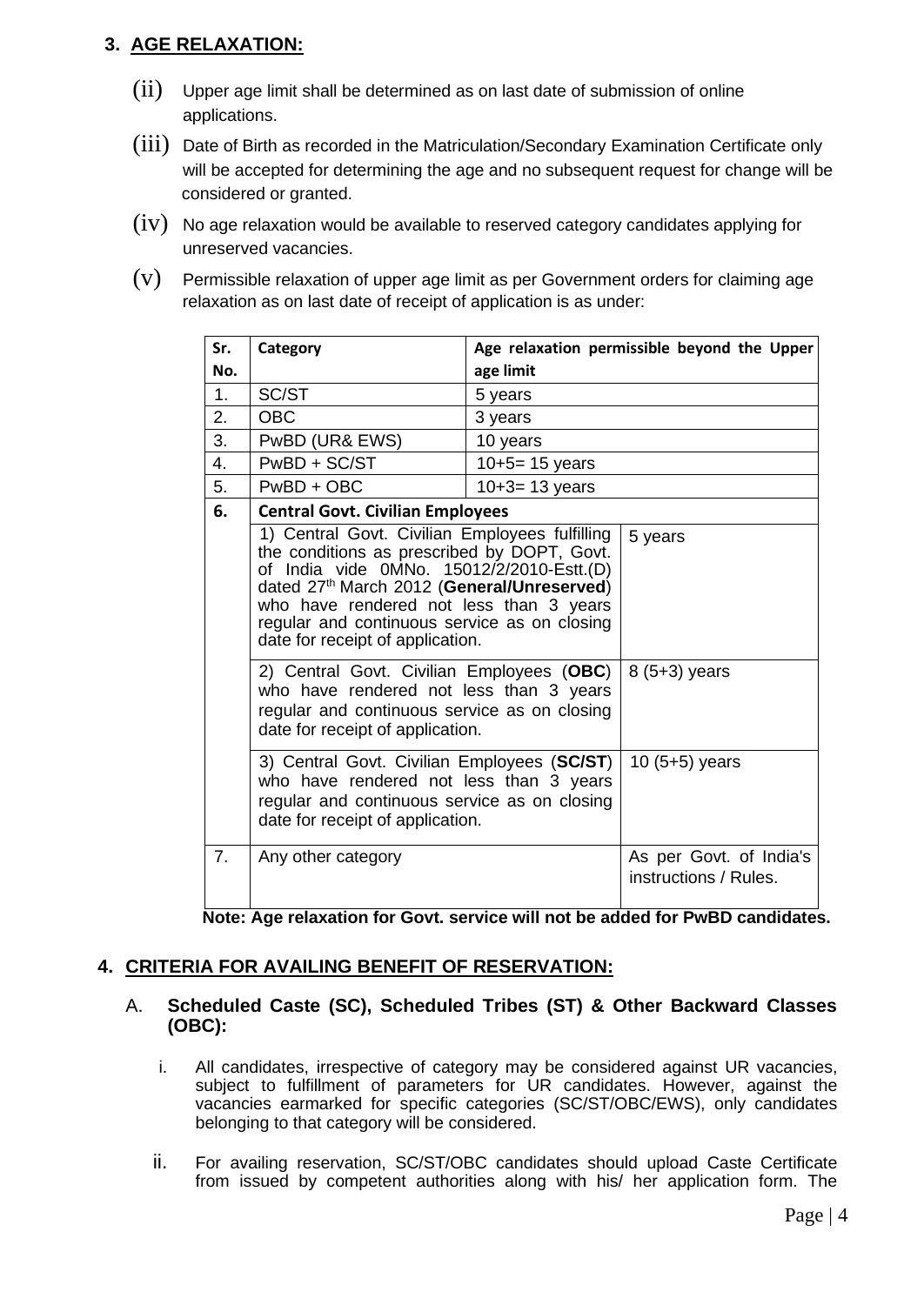## 3. AGE RELAXATION:

(ii) Upper age limit shall be determined as on last date of submission of online applications.

(iii) Date of Birth as recorded in the Matriculation/Secondary Examination Certificate only will be accepted for determining the age and no subsequent request for change will be considered or granted.

(iv) No age relaxation would be available to reserved category candidates applying for unreserved vacancies.

(v) Permissible relaxation of upper age limit as per Government orders for claiming age relaxation as on last date of receipt of application is as under:

| Sr. No. | Category | Age relaxation permissible beyond the Upper age limit |
|---|---|---|
| 1. | SC/ST | 5 years |
| 2. | OBC | 3 years |
| 3. | PwBD (UR& EWS) | 10 years |
| 4. | PwBD + SC/ST | 10+5= 15 years |
| 5. | PwBD + OBC | 10+3= 13 years |
| **6.** | **Central Govt. Civilian Employees** | |
| | 1) Central Govt. Civilian Employees fulfilling the conditions as prescribed by DOPT, Govt. of India vide 0MNo. 15012/2/2010-Estt.(D) dated 27th March 2012 (**General/Unreserved**) who have rendered not less than 3 years regular and continuous service as on closing date for receipt of application. | 5 years |
| | 2) Central Govt. Civilian Employees (**OBC**) who have rendered not less than 3 years regular and continuous service as on closing date for receipt of application. | 8 (5+3) years |
| | 3) Central Govt. Civilian Employees (**SC/ST**) who have rendered not less than 3 years regular and continuous service as on closing date for receipt of application. | 10 (5+5) years |
| 7. | Any other category | As per Govt. of India's instructions / Rules. |

**Note: Age relaxation for Govt. service will not be added for PwBD candidates.**

## 4. CRITERIA FOR AVAILING BENEFIT OF RESERVATION:

### A. Scheduled Caste (SC), Scheduled Tribes (ST) & Other Backward Classes (OBC):

i. All candidates, irrespective of category may be considered against UR vacancies, subject to fulfillment of parameters for UR candidates. However, against the vacancies earmarked for specific categories (SC/ST/OBC/EWS), only candidates belonging to that category will be considered.

ii. For availing reservation, SC/ST/OBC candidates should upload Caste Certificate from issued by competent authorities along with his/ her application form. The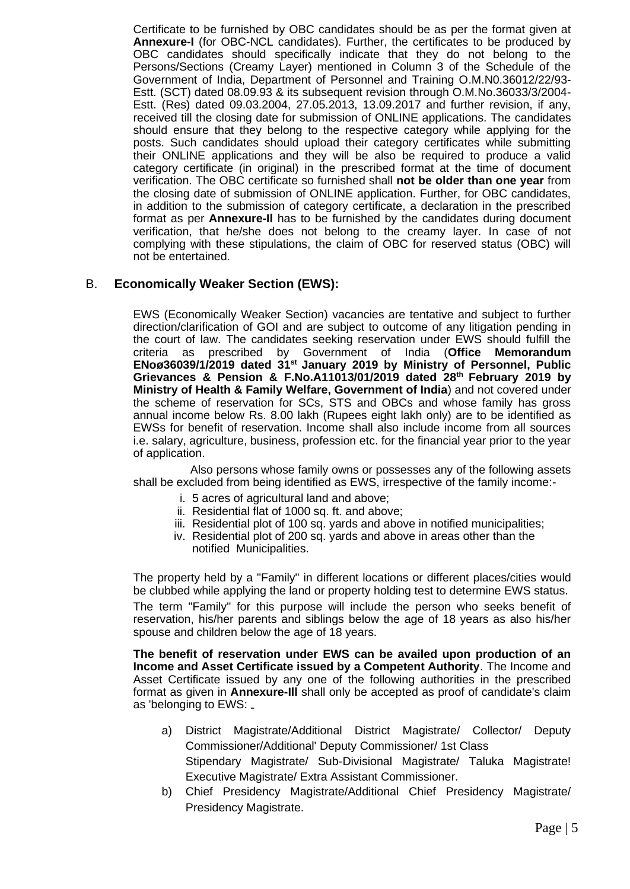Certificate to be furnished by OBC candidates should be as per the format given at **Annexure-I** (for OBC-NCL candidates). Further, the certificates to be produced by OBC candidates should specifically indicate that they do not belong to the Persons/Sections (Creamy Layer) mentioned in Column 3 of the Schedule of the Government of India, Department of Personnel and Training O.M.N0.36012/22/93-Estt. (SCT) dated 08.09.93 & its subsequent revision through O.M.No.36033/3/2004-Estt. (Res) dated 09.03.2004, 27.05.2013, 13.09.2017 and further revision, if any, received till the closing date for submission of ONLINE applications. The candidates should ensure that they belong to the respective category while applying for the posts. Such candidates should upload their category certificates while submitting their ONLINE applications and they will be also be required to produce a valid category certificate (in original) in the prescribed format at the time of document verification. The OBC certificate so furnished shall **not be older than one year** from the closing date of submission of ONLINE application. Further, for OBC candidates, in addition to the submission of category certificate, a declaration in the prescribed format as per **Annexure-II** has to be furnished by the candidates during document verification, that he/she does not belong to the creamy layer. In case of not complying with these stipulations, the claim of OBC for reserved status (OBC) will not be entertained.

## B. **Economically Weaker Section (EWS):**

EWS (Economically Weaker Section) vacancies are tentative and subject to further direction/clarification of GOI and are subject to outcome of any litigation pending in the court of law. The candidates seeking reservation under EWS should fulfill the criteria as prescribed by Government of India (**Office Memorandum ENoø36039/1/2019 dated 31st January 2019 by Ministry of Personnel, Public Grievances & Pension & F.No.A11013/01/2019 dated 28th February 2019 by Ministry of Health & Family Welfare, Government of India**) and not covered under the scheme of reservation for SCs, STS and OBCs and whose family has gross annual income below Rs. 8.00 lakh (Rupees eight lakh only) are to be identified as EWSs for benefit of reservation. Income shall also include income from all sources i.e. salary, agriculture, business, profession etc. for the financial year prior to the year of application.

Also persons whose family owns or possesses any of the following assets shall be excluded from being identified as EWS, irrespective of the family income:-

i. 5 acres of agricultural land and above;
ii. Residential flat of 1000 sq. ft. and above;
iii. Residential plot of 100 sq. yards and above in notified municipalities;
iv. Residential plot of 200 sq. yards and above in areas other than the notified Municipalities.

The property held by a "Family" in different locations or different places/cities would be clubbed while applying the land or property holding test to determine EWS status.

The term "Family" for this purpose will include the person who seeks benefit of reservation, his/her parents and siblings below the age of 18 years as also his/her spouse and children below the age of 18 years.

**The benefit of reservation under EWS can be availed upon production of an Income and Asset Certificate issued by a Competent Authority**. The Income and Asset Certificate issued by any one of the following authorities in the prescribed format as given in **Annexure-III** shall only be accepted as proof of candidate's claim as 'belonging to EWS:

a) District Magistrate/Additional District Magistrate/ Collector/ Deputy Commissioner/Additional' Deputy Commissioner/ 1st Class Stipendary Magistrate/ Sub-Divisional Magistrate/ Taluka Magistrate! Executive Magistrate/ Extra Assistant Commissioner.
b) Chief Presidency Magistrate/Additional Chief Presidency Magistrate/ Presidency Magistrate.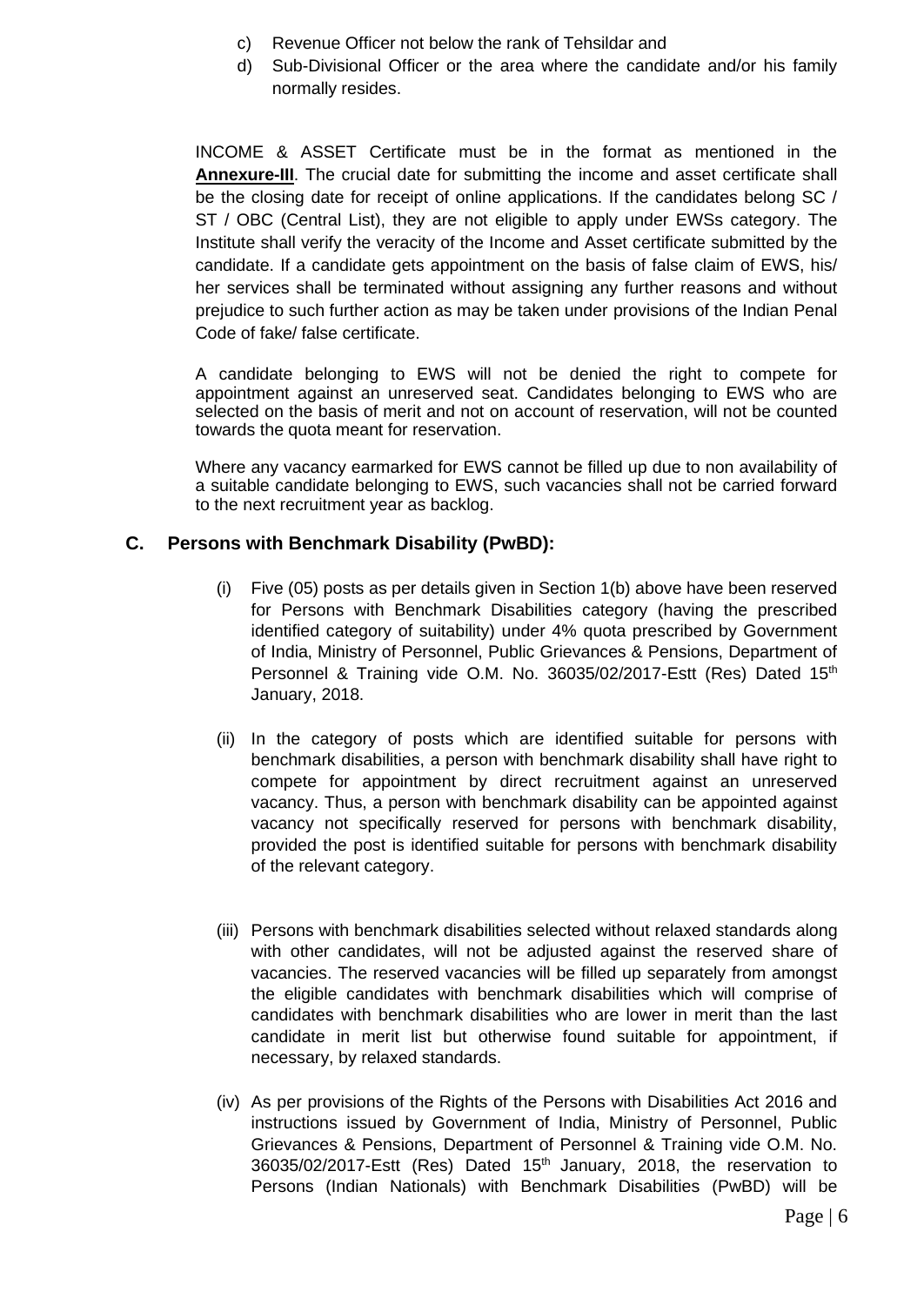c) Revenue Officer not below the rank of Tehsildar and

d) Sub-Divisional Officer or the area where the candidate and/or his family normally resides.

INCOME & ASSET Certificate must be in the format as mentioned in the **Annexure-III**. The crucial date for submitting the income and asset certificate shall be the closing date for receipt of online applications. If the candidates belong SC / ST / OBC (Central List), they are not eligible to apply under EWSs category. The Institute shall verify the veracity of the Income and Asset certificate submitted by the candidate. If a candidate gets appointment on the basis of false claim of EWS, his/ her services shall be terminated without assigning any further reasons and without prejudice to such further action as may be taken under provisions of the Indian Penal Code of fake/ false certificate.

A candidate belonging to EWS will not be denied the right to compete for appointment against an unreserved seat. Candidates belonging to EWS who are selected on the basis of merit and not on account of reservation, will not be counted towards the quota meant for reservation.

Where any vacancy earmarked for EWS cannot be filled up due to non availability of a suitable candidate belonging to EWS, such vacancies shall not be carried forward to the next recruitment year as backlog.

## C. Persons with Benchmark Disability (PwBD):

(i) Five (05) posts as per details given in Section 1(b) above have been reserved for Persons with Benchmark Disabilities category (having the prescribed identified category of suitability) under 4% quota prescribed by Government of India, Ministry of Personnel, Public Grievances & Pensions, Department of Personnel & Training vide O.M. No. 36035/02/2017-Estt (Res) Dated 15th January, 2018.

(ii) In the category of posts which are identified suitable for persons with benchmark disabilities, a person with benchmark disability shall have right to compete for appointment by direct recruitment against an unreserved vacancy. Thus, a person with benchmark disability can be appointed against vacancy not specifically reserved for persons with benchmark disability, provided the post is identified suitable for persons with benchmark disability of the relevant category.

(iii) Persons with benchmark disabilities selected without relaxed standards along with other candidates, will not be adjusted against the reserved share of vacancies. The reserved vacancies will be filled up separately from amongst the eligible candidates with benchmark disabilities which will comprise of candidates with benchmark disabilities who are lower in merit than the last candidate in merit list but otherwise found suitable for appointment, if necessary, by relaxed standards.

(iv) As per provisions of the Rights of the Persons with Disabilities Act 2016 and instructions issued by Government of India, Ministry of Personnel, Public Grievances & Pensions, Department of Personnel & Training vide O.M. No. 36035/02/2017-Estt (Res) Dated 15th January, 2018, the reservation to Persons (Indian Nationals) with Benchmark Disabilities (PwBD) will be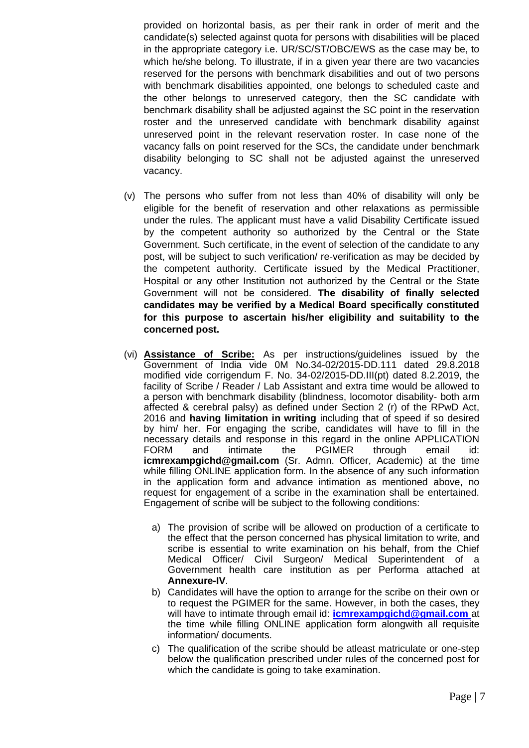provided on horizontal basis, as per their rank in order of merit and the candidate(s) selected against quota for persons with disabilities will be placed in the appropriate category i.e. UR/SC/ST/OBC/EWS as the case may be, to which he/she belong. To illustrate, if in a given year there are two vacancies reserved for the persons with benchmark disabilities and out of two persons with benchmark disabilities appointed, one belongs to scheduled caste and the other belongs to unreserved category, then the SC candidate with benchmark disability shall be adjusted against the SC point in the reservation roster and the unreserved candidate with benchmark disability against unreserved point in the relevant reservation roster. In case none of the vacancy falls on point reserved for the SCs, the candidate under benchmark disability belonging to SC shall not be adjusted against the unreserved vacancy.

(v) The persons who suffer from not less than 40% of disability will only be eligible for the benefit of reservation and other relaxations as permissible under the rules. The applicant must have a valid Disability Certificate issued by the competent authority so authorized by the Central or the State Government. Such certificate, in the event of selection of the candidate to any post, will be subject to such verification/ re-verification as may be decided by the competent authority. Certificate issued by the Medical Practitioner, Hospital or any other Institution not authorized by the Central or the State Government will not be considered. **The disability of finally selected candidates may be verified by a Medical Board specifically constituted for this purpose to ascertain his/her eligibility and suitability to the concerned post.**

(vi) **Assistance of Scribe:** As per instructions/guidelines issued by the Government of India vide 0M No.34-02/2015-DD.111 dated 29.8.2018 modified vide corrigendum F. No. 34-02/2015-DD.III(pt) dated 8.2.2019, the facility of Scribe / Reader / Lab Assistant and extra time would be allowed to a person with benchmark disability (blindness, locomotor disability- both arm affected & cerebral palsy) as defined under Section 2 (r) of the RPwD Act, 2016 and **having limitation in writing** including that of speed if so desired by him/ her. For engaging the scribe, candidates will have to fill in the necessary details and response in this regard in the online APPLICATION FORM and intimate the PGIMER through email id: **icmrexampgichd@gmail.com** (Sr. Admn. Officer, Academic) at the time while filling ONLINE application form. In the absence of any such information in the application form and advance intimation as mentioned above, no request for engagement of a scribe in the examination shall be entertained. Engagement of scribe will be subject to the following conditions:

a) The provision of scribe will be allowed on production of a certificate to the effect that the person concerned has physical limitation to write, and scribe is essential to write examination on his behalf, from the Chief Medical Officer/ Civil Surgeon/ Medical Superintendent of a Government health care institution as per Performa attached at **Annexure-IV**.

b) Candidates will have the option to arrange for the scribe on their own or to request the PGIMER for the same. However, in both the cases, they will have to intimate through email id: **icmrexampgichd@gmail.com** at the time while filling ONLINE application form alongwith all requisite information/ documents.

c) The qualification of the scribe should be atleast matriculate or one-step below the qualification prescribed under rules of the concerned post for which the candidate is going to take examination.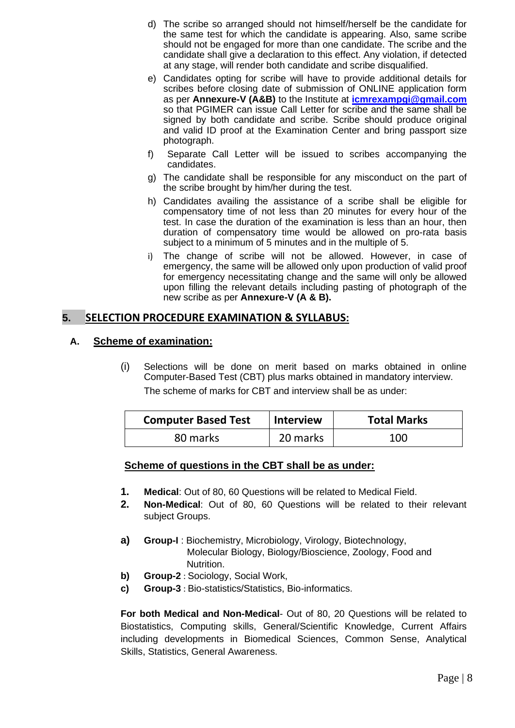d) The scribe so arranged should not himself/herself be the candidate for the same test for which the candidate is appearing. Also, same scribe should not be engaged for more than one candidate. The scribe and the candidate shall give a declaration to this effect. Any violation, if detected at any stage, will render both candidate and scribe disqualified.

e) Candidates opting for scribe will have to provide additional details for scribes before closing date of submission of ONLINE application form as per **Annexure-V (A&B)** to the Institute at **icmrexampgi@gmail.com** so that PGIMER can issue Call Letter for scribe and the same shall be signed by both candidate and scribe. Scribe should produce original and valid ID proof at the Examination Center and bring passport size photograph.

f) Separate Call Letter will be issued to scribes accompanying the candidates.

g) The candidate shall be responsible for any misconduct on the part of the scribe brought by him/her during the test.

h) Candidates availing the assistance of a scribe shall be eligible for compensatory time of not less than 20 minutes for every hour of the test. In case the duration of the examination is less than an hour, then duration of compensatory time would be allowed on pro-rata basis subject to a minimum of 5 minutes and in the multiple of 5.

i) The change of scribe will not be allowed. However, in case of emergency, the same will be allowed only upon production of valid proof for emergency necessitating change and the same will only be allowed upon filling the relevant details including pasting of photograph of the new scribe as per **Annexure-V (A & B).**

## 5. SELECTION PROCEDURE EXAMINATION & SYLLABUS:

### A. Scheme of examination:

(i) Selections will be done on merit based on marks obtained in online Computer-Based Test (CBT) plus marks obtained in mandatory interview.

The scheme of marks for CBT and interview shall be as under:

| Computer Based Test | Interview | Total Marks |
|---|---|---|
| 80 marks | 20 marks | 100 |

**Scheme of questions in the CBT shall be as under:**

1. **Medical**: Out of 80, 60 Questions will be related to Medical Field.
2. **Non-Medical**: Out of 80, 60 Questions will be related to their relevant subject Groups.

a) **Group-I** : Biochemistry, Microbiology, Virology, Biotechnology, Molecular Biology, Biology/Bioscience, Zoology, Food and Nutrition.

b) **Group-2** : Sociology, Social Work,

c) **Group-3** : Bio-statistics/Statistics, Bio-informatics.

**For both Medical and Non-Medical**- Out of 80, 20 Questions will be related to Biostatistics, Computing skills, General/Scientific Knowledge, Current Affairs including developments in Biomedical Sciences, Common Sense, Analytical Skills, Statistics, General Awareness.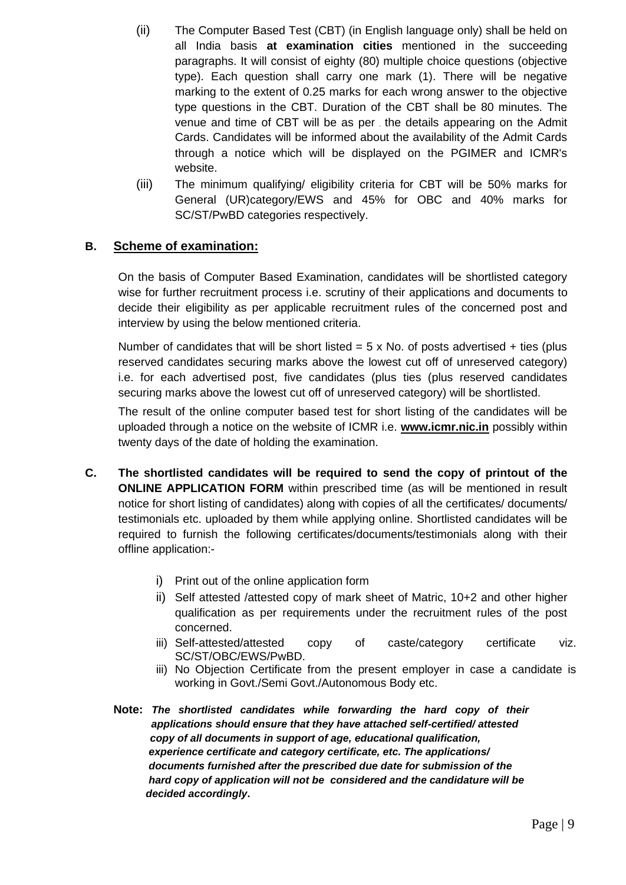(ii) The Computer Based Test (CBT) (in English language only) shall be held on all India basis **at examination cities** mentioned in the succeeding paragraphs. It will consist of eighty (80) multiple choice questions (objective type). Each question shall carry one mark (1). There will be negative marking to the extent of 0.25 marks for each wrong answer to the objective type questions in the CBT. Duration of the CBT shall be 80 minutes. The venue and time of CBT will be as per , the details appearing on the Admit Cards. Candidates will be informed about the availability of the Admit Cards through a notice which will be displayed on the PGIMER and ICMR's website.

(iii) The minimum qualifying/ eligibility criteria for CBT will be 50% marks for General (UR)category/EWS and 45% for OBC and 40% marks for SC/ST/PwBD categories respectively.

**B. Scheme of examination:**

On the basis of Computer Based Examination, candidates will be shortlisted category wise for further recruitment process i.e. scrutiny of their applications and documents to decide their eligibility as per applicable recruitment rules of the concerned post and interview by using the below mentioned criteria.

Number of candidates that will be short listed = 5 x No. of posts advertised + ties (plus reserved candidates securing marks above the lowest cut off of unreserved category) i.e. for each advertised post, five candidates (plus ties (plus reserved candidates securing marks above the lowest cut off of unreserved category) will be shortlisted.

The result of the online computer based test for short listing of the candidates will be uploaded through a notice on the website of ICMR i.e. **www.icmr.nic.in** possibly within twenty days of the date of holding the examination.

**C. The shortlisted candidates will be required to send the copy of printout of the ONLINE APPLICATION FORM** within prescribed time (as will be mentioned in result notice for short listing of candidates) along with copies of all the certificates/ documents/ testimonials etc. uploaded by them while applying online. Shortlisted candidates will be required to furnish the following certificates/documents/testimonials along with their offline application:-

i) Print out of the online application form
ii) Self attested /attested copy of mark sheet of Matric, 10+2 and other higher qualification as per requirements under the recruitment rules of the post concerned.
iii) Self-attested/attested copy of caste/category certificate viz. SC/ST/OBC/EWS/PwBD.
iii) No Objection Certificate from the present employer in case a candidate is working in Govt./Semi Govt./Autonomous Body etc.

**Note:** ***The shortlisted candidates while forwarding the hard copy of their applications should ensure that they have attached self-certified/ attested copy of all documents in support of age, educational qualification, experience certificate and category certificate, etc. The applications/ documents furnished after the prescribed due date for submission of the hard copy of application will not be considered and the candidature will be decided accordingly*****.**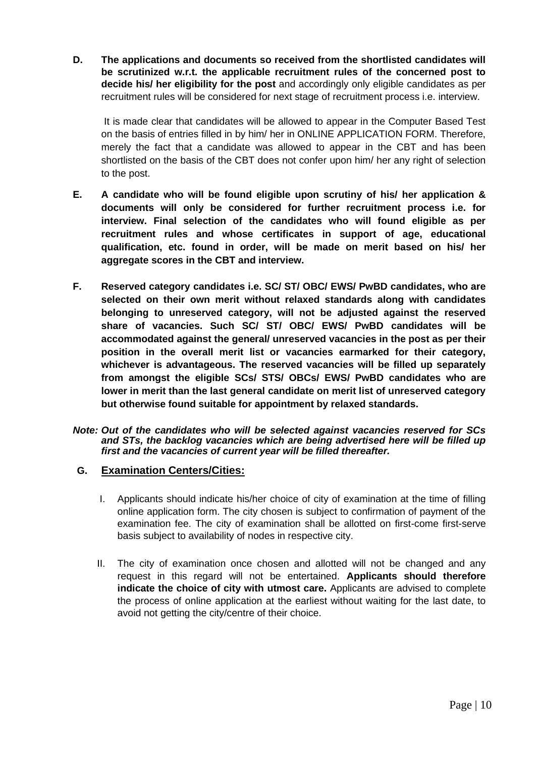**D. The applications and documents so received from the shortlisted candidates will be scrutinized w.r.t. the applicable recruitment rules of the concerned post to decide his/ her eligibility for the post** and accordingly only eligible candidates as per recruitment rules will be considered for next stage of recruitment process i.e. interview.

It is made clear that candidates will be allowed to appear in the Computer Based Test on the basis of entries filled in by him/ her in ONLINE APPLICATION FORM. Therefore, merely the fact that a candidate was allowed to appear in the CBT and has been shortlisted on the basis of the CBT does not confer upon him/ her any right of selection to the post.

**E. A candidate who will be found eligible upon scrutiny of his/ her application & documents will only be considered for further recruitment process i.e. for interview. Final selection of the candidates who will found eligible as per recruitment rules and whose certificates in support of age, educational qualification, etc. found in order, will be made on merit based on his/ her aggregate scores in the CBT and interview.**

**F. Reserved category candidates i.e. SC/ ST/ OBC/ EWS/ PwBD candidates, who are selected on their own merit without relaxed standards along with candidates belonging to unreserved category, will not be adjusted against the reserved share of vacancies. Such SC/ ST/ OBC/ EWS/ PwBD candidates will be accommodated against the general/ unreserved vacancies in the post as per their position in the overall merit list or vacancies earmarked for their category, whichever is advantageous. The reserved vacancies will be filled up separately from amongst the eligible SCs/ STS/ OBCs/ EWS/ PwBD candidates who are lower in merit than the last general candidate on merit list of unreserved category but otherwise found suitable for appointment by relaxed standards.**

***Note: Out of the candidates who will be selected against vacancies reserved for SCs and STs, the backlog vacancies which are being advertised here will be filled up first and the vacancies of current year will be filled thereafter.***

**G. Examination Centers/Cities:**

I. Applicants should indicate his/her choice of city of examination at the time of filling online application form. The city chosen is subject to confirmation of payment of the examination fee. The city of examination shall be allotted on first-come first-serve basis subject to availability of nodes in respective city.

II. The city of examination once chosen and allotted will not be changed and any request in this regard will not be entertained. **Applicants should therefore indicate the choice of city with utmost care.** Applicants are advised to complete the process of online application at the earliest without waiting for the last date, to avoid not getting the city/centre of their choice.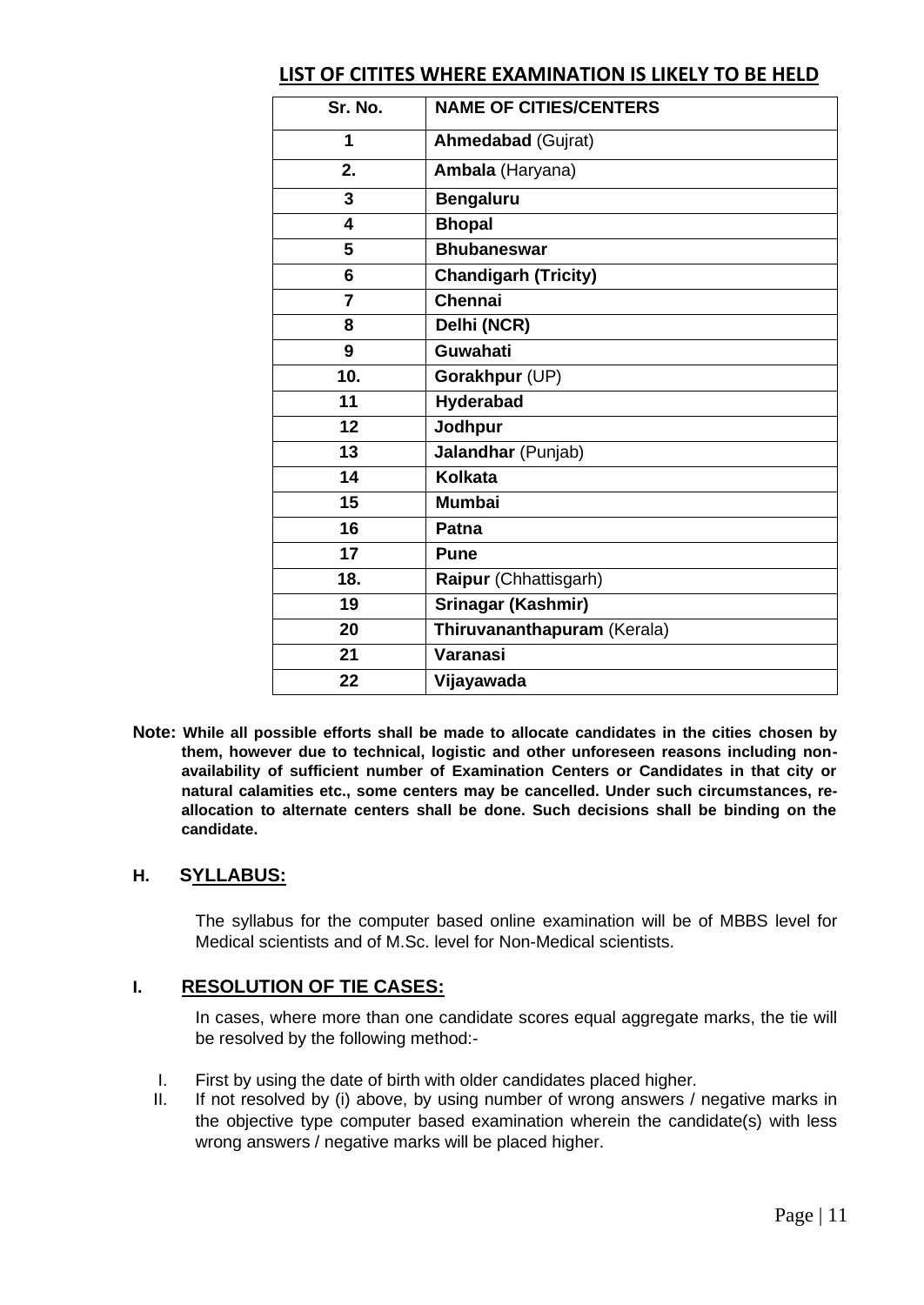## LIST OF CITITES WHERE EXAMINATION IS LIKELY TO BE HELD

| Sr. No. | NAME OF CITIES/CENTERS |
|---|---|
| 1 | **Ahmedabad** (Gujrat) |
| 2. | **Ambala** (Haryana) |
| 3 | **Bengaluru** |
| 4 | **Bhopal** |
| 5 | **Bhubaneswar** |
| 6 | **Chandigarh (Tricity)** |
| 7 | **Chennai** |
| 8 | **Delhi (NCR)** |
| 9 | **Guwahati** |
| 10. | **Gorakhpur** (UP) |
| 11 | **Hyderabad** |
| 12 | **Jodhpur** |
| 13 | **Jalandhar** (Punjab) |
| 14 | **Kolkata** |
| 15 | **Mumbai** |
| 16 | **Patna** |
| 17 | **Pune** |
| 18. | **Raipur** (Chhattisgarh) |
| 19 | **Srinagar (Kashmir)** |
| 20 | **Thiruvananthapuram** (Kerala) |
| 21 | **Varanasi** |
| 22 | **Vijayawada** |

**Note: While all possible efforts shall be made to allocate candidates in the cities chosen by them, however due to technical, logistic and other unforeseen reasons including non-availability of sufficient number of Examination Centers or Candidates in that city or natural calamities etc., some centers may be cancelled. Under such circumstances, re-allocation to alternate centers shall be done. Such decisions shall be binding on the candidate.**

## H. SYLLABUS:

The syllabus for the computer based online examination will be of MBBS level for Medical scientists and of M.Sc. level for Non-Medical scientists.

## I. RESOLUTION OF TIE CASES:

In cases, where more than one candidate scores equal aggregate marks, the tie will be resolved by the following method:-

I. First by using the date of birth with older candidates placed higher.
II. If not resolved by (i) above, by using number of wrong answers / negative marks in the objective type computer based examination wherein the candidate(s) with less wrong answers / negative marks will be placed higher.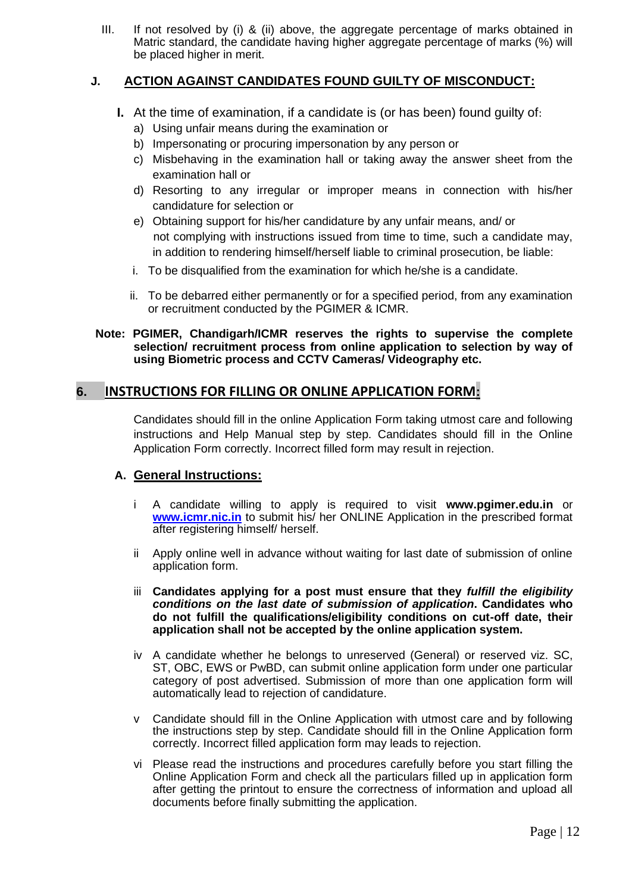III. If not resolved by (i) & (ii) above, the aggregate percentage of marks obtained in Matric standard, the candidate having higher aggregate percentage of marks (%) will be placed higher in merit.

### J. ACTION AGAINST CANDIDATES FOUND GUILTY OF MISCONDUCT:

**I.** At the time of examination, if a candidate is (or has been) found guilty of:

a) Using unfair means during the examination or
b) Impersonating or procuring impersonation by any person or
c) Misbehaving in the examination hall or taking away the answer sheet from the examination hall or
d) Resorting to any irregular or improper means in connection with his/her candidature for selection or
e) Obtaining support for his/her candidature by any unfair means, and/ or not complying with instructions issued from time to time, such a candidate may, in addition to rendering himself/herself liable to criminal prosecution, be liable:

i. To be disqualified from the examination for which he/she is a candidate.

ii. To be debarred either permanently or for a specified period, from any examination or recruitment conducted by the PGIMER & ICMR.

**Note: PGIMER, Chandigarh/ICMR reserves the rights to supervise the complete selection/ recruitment process from online application to selection by way of using Biometric process and CCTV Cameras/ Videography etc.**

## 6. INSTRUCTIONS FOR FILLING OR ONLINE APPLICATION FORM:

Candidates should fill in the online Application Form taking utmost care and following instructions and Help Manual step by step. Candidates should fill in the Online Application Form correctly. Incorrect filled form may result in rejection.

### A. General Instructions:

i A candidate willing to apply is required to visit **www.pgimer.edu.in** or **www.icmr.nic.in** to submit his/ her ONLINE Application in the prescribed format after registering himself/ herself.

ii Apply online well in advance without waiting for last date of submission of online application form.

iii **Candidates applying for a post must ensure that they *fulfill the eligibility conditions on the last date of submission of application*. Candidates who do not fulfill the qualifications/eligibility conditions on cut-off date, their application shall not be accepted by the online application system.**

iv A candidate whether he belongs to unreserved (General) or reserved viz. SC, ST, OBC, EWS or PwBD, can submit online application form under one particular category of post advertised. Submission of more than one application form will automatically lead to rejection of candidature.

v Candidate should fill in the Online Application with utmost care and by following the instructions step by step. Candidate should fill in the Online Application form correctly. Incorrect filled application form may leads to rejection.

vi Please read the instructions and procedures carefully before you start filling the Online Application Form and check all the particulars filled up in application form after getting the printout to ensure the correctness of information and upload all documents before finally submitting the application.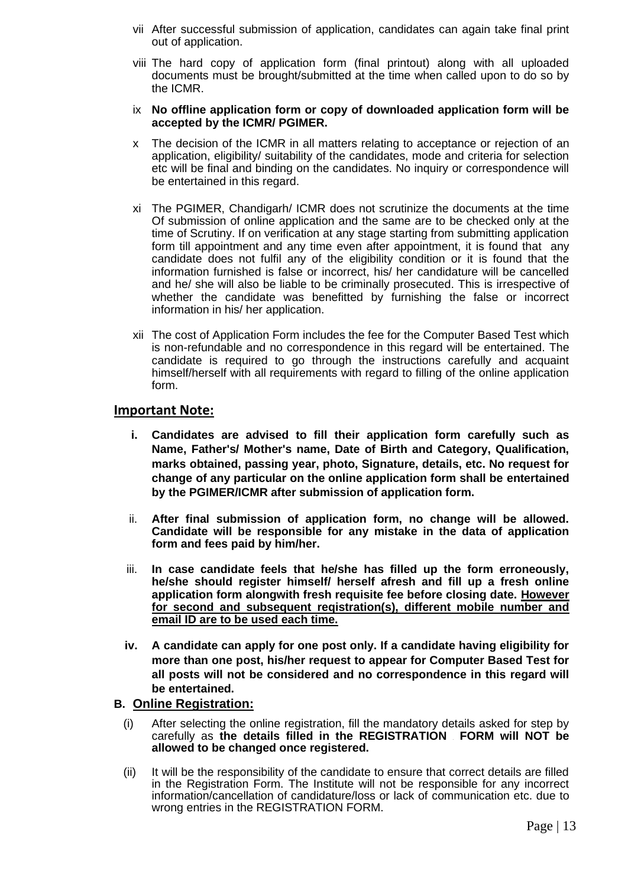vii After successful submission of application, candidates can again take final print out of application.

viii The hard copy of application form (final printout) along with all uploaded documents must be brought/submitted at the time when called upon to do so by the ICMR.

ix **No offline application form or copy of downloaded application form will be accepted by the ICMR/ PGIMER.**

x The decision of the ICMR in all matters relating to acceptance or rejection of an application, eligibility/ suitability of the candidates, mode and criteria for selection etc will be final and binding on the candidates. No inquiry or correspondence will be entertained in this regard.

xi The PGIMER, Chandigarh/ ICMR does not scrutinize the documents at the time Of submission of online application and the same are to be checked only at the time of Scrutiny. If on verification at any stage starting from submitting application form till appointment and any time even after appointment, it is found that any candidate does not fulfil any of the eligibility condition or it is found that the information furnished is false or incorrect, his/ her candidature will be cancelled and he/ she will also be liable to be criminally prosecuted. This is irrespective of whether the candidate was benefitted by furnishing the false or incorrect information in his/ her application.

xii The cost of Application Form includes the fee for the Computer Based Test which is non-refundable and no correspondence in this regard will be entertained. The candidate is required to go through the instructions carefully and acquaint himself/herself with all requirements with regard to filling of the online application form.

## Important Note:

i. **Candidates are advised to fill their application form carefully such as Name, Father's/ Mother's name, Date of Birth and Category, Qualification, marks obtained, passing year, photo, Signature, details, etc. No request for change of any particular on the online application form shall be entertained by the PGIMER/ICMR after submission of application form.**

ii. **After final submission of application form, no change will be allowed. Candidate will be responsible for any mistake in the data of application form and fees paid by him/her.**

iii. **In case candidate feels that he/she has filled up the form erroneously, he/she should register himself/ herself afresh and fill up a fresh online application form alongwith fresh requisite fee before closing date. <u>However for second and subsequent registration(s), different mobile number and email ID are to be used each time.</u>**

iv. **A candidate can apply for one post only. If a candidate having eligibility for more than one post, his/her request to appear for Computer Based Test for all posts will not be considered and no correspondence in this regard will be entertained.**

## B. Online Registration:

(i) After selecting the online registration, fill the mandatory details asked for step by carefully as **the details filled in the REGISTRATION FORM will NOT be allowed to be changed once registered.**

(ii) It will be the responsibility of the candidate to ensure that correct details are filled in the Registration Form. The Institute will not be responsible for any incorrect information/cancellation of candidature/loss or lack of communication etc. due to wrong entries in the REGISTRATION FORM.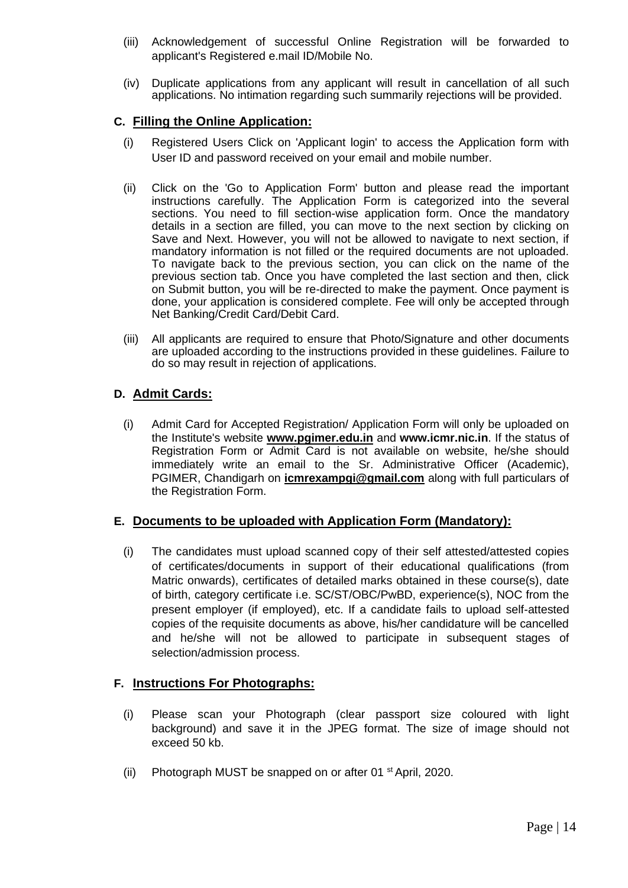(iii) Acknowledgement of successful Online Registration will be forwarded to applicant's Registered e.mail ID/Mobile No.

(iv) Duplicate applications from any applicant will result in cancellation of all such applications. No intimation regarding such summarily rejections will be provided.

### C. Filling the Online Application:

(i) Registered Users Click on 'Applicant login' to access the Application form with User ID and password received on your email and mobile number.

(ii) Click on the 'Go to Application Form' button and please read the important instructions carefully. The Application Form is categorized into the several sections. You need to fill section-wise application form. Once the mandatory details in a section are filled, you can move to the next section by clicking on Save and Next. However, you will not be allowed to navigate to next section, if mandatory information is not filled or the required documents are not uploaded. To navigate back to the previous section, you can click on the name of the previous section tab. Once you have completed the last section and then, click on Submit button, you will be re-directed to make the payment. Once payment is done, your application is considered complete. Fee will only be accepted through Net Banking/Credit Card/Debit Card.

(iii) All applicants are required to ensure that Photo/Signature and other documents are uploaded according to the instructions provided in these guidelines. Failure to do so may result in rejection of applications.

### D. Admit Cards:

(i) Admit Card for Accepted Registration/ Application Form will only be uploaded on the Institute's website **www.pgimer.edu.in** and **www.icmr.nic.in**. If the status of Registration Form or Admit Card is not available on website, he/she should immediately write an email to the Sr. Administrative Officer (Academic), PGIMER, Chandigarh on **icmrexampgi@gmail.com** along with full particulars of the Registration Form.

### E. Documents to be uploaded with Application Form (Mandatory):

(i) The candidates must upload scanned copy of their self attested/attested copies of certificates/documents in support of their educational qualifications (from Matric onwards), certificates of detailed marks obtained in these course(s), date of birth, category certificate i.e. SC/ST/OBC/PwBD, experience(s), NOC from the present employer (if employed), etc. If a candidate fails to upload self-attested copies of the requisite documents as above, his/her candidature will be cancelled and he/she will not be allowed to participate in subsequent stages of selection/admission process.

### F. Instructions For Photographs:

(i) Please scan your Photograph (clear passport size coloured with light background) and save it in the JPEG format. The size of image should not exceed 50 kb.

(ii) Photograph MUST be snapped on or after 01 st April, 2020.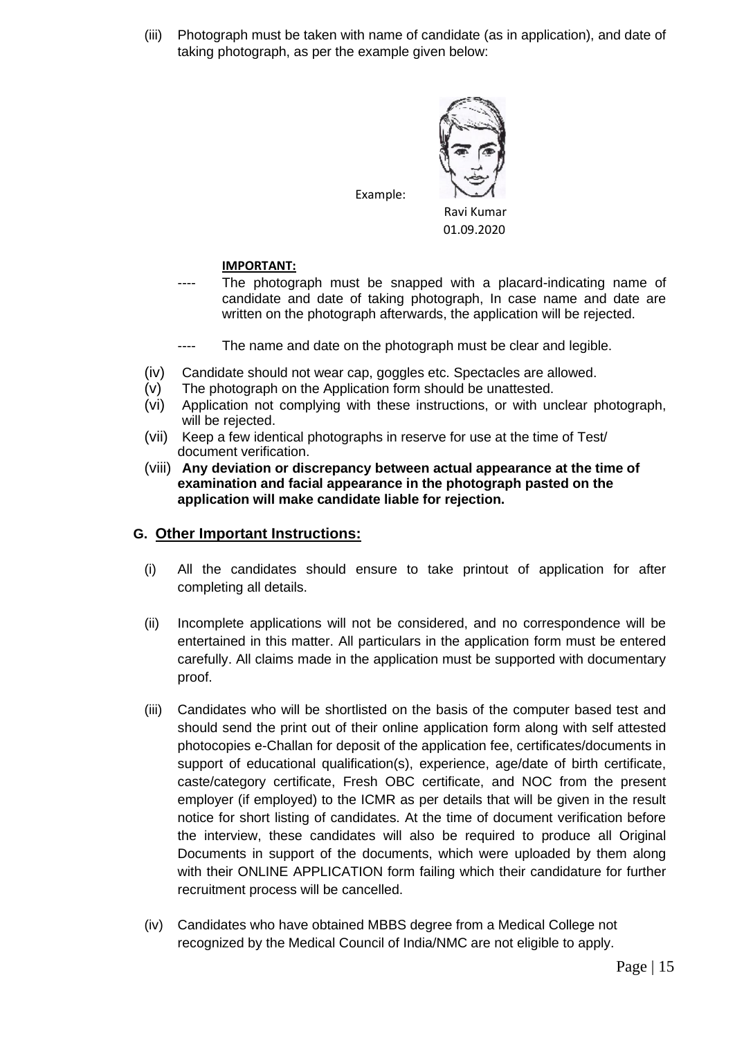(iii) Photograph must be taken with name of candidate (as in application), and date of taking photograph, as per the example given below:

Example:

Ravi Kumar
01.09.2020

**IMPORTANT:**

---- The photograph must be snapped with a placard-indicating name of candidate and date of taking photograph, In case name and date are written on the photograph afterwards, the application will be rejected.

---- The name and date on the photograph must be clear and legible.

(iv) Candidate should not wear cap, goggles etc. Spectacles are allowed.

(v) The photograph on the Application form should be unattested.

(vi) Application not complying with these instructions, or with unclear photograph, will be rejected.

(vii) Keep a few identical photographs in reserve for use at the time of Test/ document verification.

(viii) **Any deviation or discrepancy between actual appearance at the time of examination and facial appearance in the photograph pasted on the application will make candidate liable for rejection.**

## G. Other Important Instructions:

(i) All the candidates should ensure to take printout of application for after completing all details.

(ii) Incomplete applications will not be considered, and no correspondence will be entertained in this matter. All particulars in the application form must be entered carefully. All claims made in the application must be supported with documentary proof.

(iii) Candidates who will be shortlisted on the basis of the computer based test and should send the print out of their online application form along with self attested photocopies e-Challan for deposit of the application fee, certificates/documents in support of educational qualification(s), experience, age/date of birth certificate, caste/category certificate, Fresh OBC certificate, and NOC from the present employer (if employed) to the ICMR as per details that will be given in the result notice for short listing of candidates. At the time of document verification before the interview, these candidates will also be required to produce all Original Documents in support of the documents, which were uploaded by them along with their ONLINE APPLICATION form failing which their candidature for further recruitment process will be cancelled.

(iv) Candidates who have obtained MBBS degree from a Medical College not recognized by the Medical Council of India/NMC are not eligible to apply.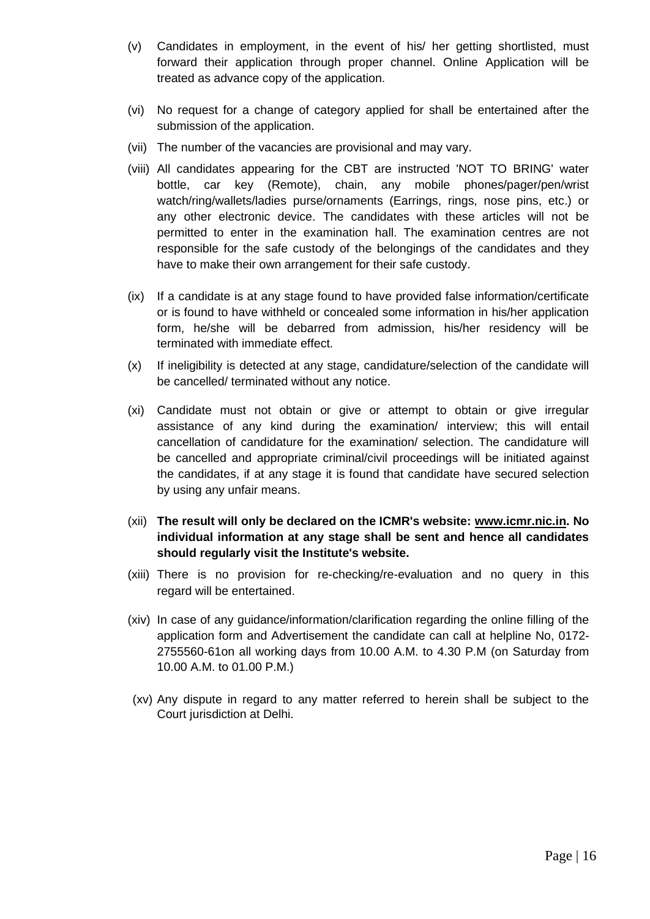(v) Candidates in employment, in the event of his/ her getting shortlisted, must forward their application through proper channel. Online Application will be treated as advance copy of the application.

(vi) No request for a change of category applied for shall be entertained after the submission of the application.

(vii) The number of the vacancies are provisional and may vary.

(viii) All candidates appearing for the CBT are instructed 'NOT TO BRING' water bottle, car key (Remote), chain, any mobile phones/pager/pen/wrist watch/ring/wallets/ladies purse/ornaments (Earrings, rings, nose pins, etc.) or any other electronic device. The candidates with these articles will not be permitted to enter in the examination hall. The examination centres are not responsible for the safe custody of the belongings of the candidates and they have to make their own arrangement for their safe custody.

(ix) If a candidate is at any stage found to have provided false information/certificate or is found to have withheld or concealed some information in his/her application form, he/she will be debarred from admission, his/her residency will be terminated with immediate effect.

(x) If ineligibility is detected at any stage, candidature/selection of the candidate will be cancelled/ terminated without any notice.

(xi) Candidate must not obtain or give or attempt to obtain or give irregular assistance of any kind during the examination/ interview; this will entail cancellation of candidature for the examination/ selection. The candidature will be cancelled and appropriate criminal/civil proceedings will be initiated against the candidates, if at any stage it is found that candidate have secured selection by using any unfair means.

(xii) **The result will only be declared on the ICMR's website: www.icmr.nic.in. No individual information at any stage shall be sent and hence all candidates should regularly visit the Institute's website.**

(xiii) There is no provision for re-checking/re-evaluation and no query in this regard will be entertained.

(xiv) In case of any guidance/information/clarification regarding the online filling of the application form and Advertisement the candidate can call at helpline No, 0172-2755560-61on all working days from 10.00 A.M. to 4.30 P.M (on Saturday from 10.00 A.M. to 01.00 P.M.)

(xv) Any dispute in regard to any matter referred to herein shall be subject to the Court jurisdiction at Delhi.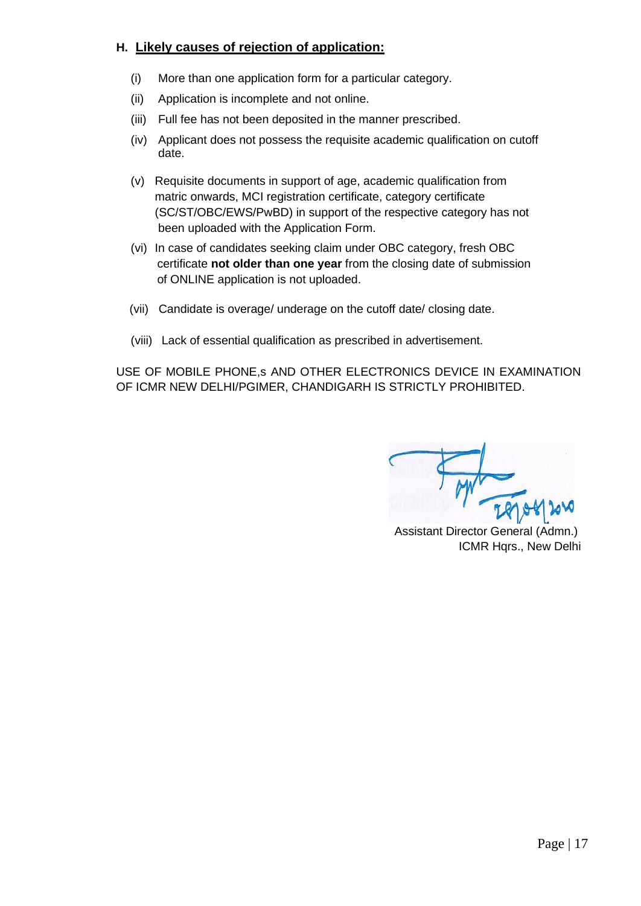### H. Likely causes of rejection of application:

(i) More than one application form for a particular category.

(ii) Application is incomplete and not online.

(iii) Full fee has not been deposited in the manner prescribed.

(iv) Applicant does not possess the requisite academic qualification on cutoff date.

(v) Requisite documents in support of age, academic qualification from matric onwards, MCI registration certificate, category certificate (SC/ST/OBC/EWS/PwBD) in support of the respective category has not been uploaded with the Application Form.

(vi) In case of candidates seeking claim under OBC category, fresh OBC certificate **not older than one year** from the closing date of submission of ONLINE application is not uploaded.

(vii) Candidate is overage/ underage on the cutoff date/ closing date.

(viii) Lack of essential qualification as prescribed in advertisement.

USE OF MOBILE PHONE,s AND OTHER ELECTRONICS DEVICE IN EXAMINATION OF ICMR NEW DELHI/PGIMER, CHANDIGARH IS STRICTLY PROHIBITED.

28/08/2020

Assistant Director General (Admn.)
ICMR Hqrs., New Delhi